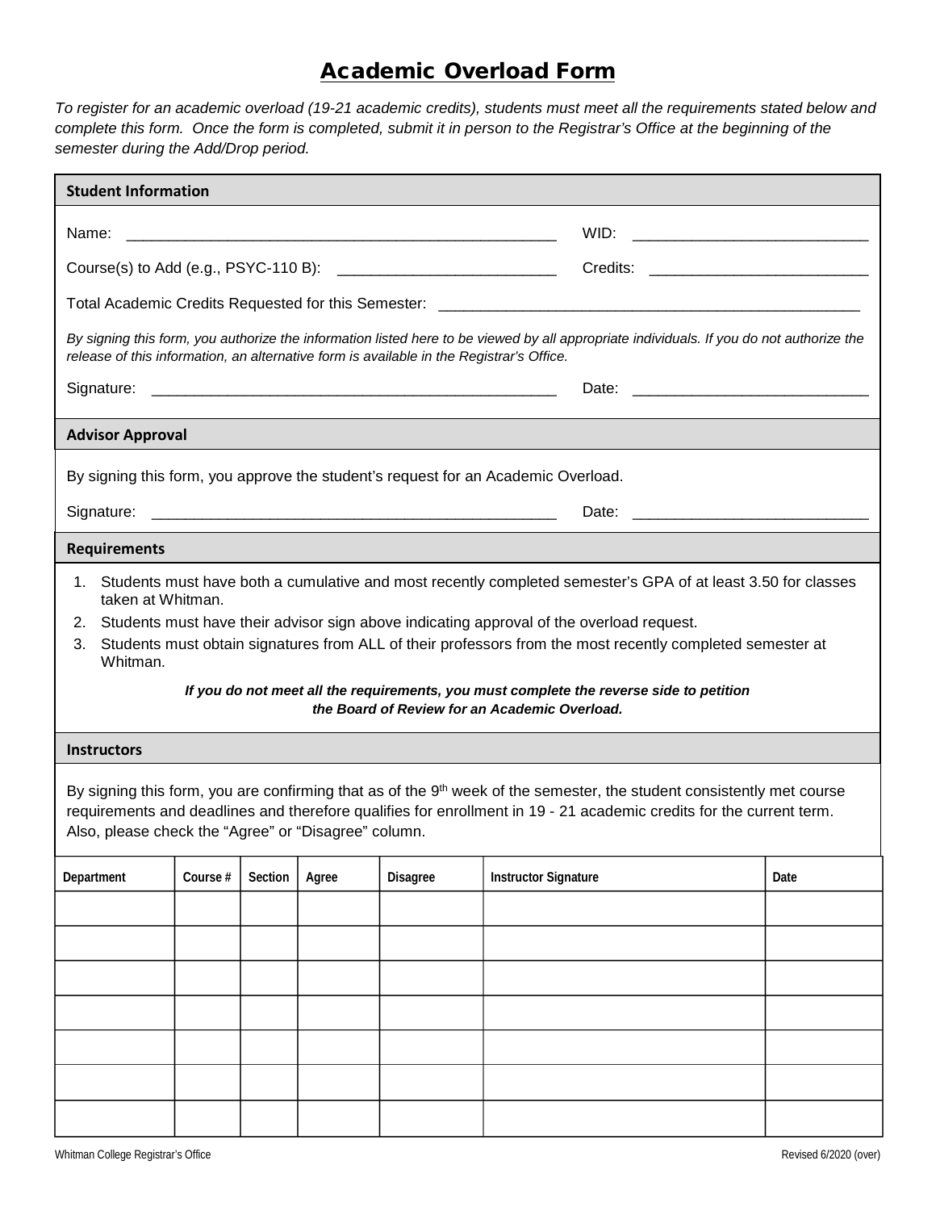# Academic Overload Form

*To register for an academic overload (19-21 academic credits), students must meet all the requirements stated below and complete this form. Once the form is completed, submit it in person to the Registrar's Office at the beginning of the semester during the Add/Drop period.*

## Student Information

Name: ____________________________________________________ WID: ___________________________

Course(s) to Add (e.g., PSYC-110 B): __________________________ Credits: __________________________

Total Academic Credits Requested for this Semester: ___________________________________________________

*By signing this form, you authorize the information listed here to be viewed by all appropriate individuals. If you do not authorize the release of this information, an alternative form is available in the Registrar's Office.*

Signature: _________________________________________________ Date: ___________________________

## Advisor Approval

By signing this form, you approve the student's request for an Academic Overload.

Signature: _________________________________________________ Date: ___________________________

## Requirements

1. Students must have both a cumulative and most recently completed semester's GPA of at least 3.50 for classes taken at Whitman.
2. Students must have their advisor sign above indicating approval of the overload request.
3. Students must obtain signatures from ALL of their professors from the most recently completed semester at Whitman.

***If you do not meet all the requirements, you must complete the reverse side to petition the Board of Review for an Academic Overload.***

## Instructors

By signing this form, you are confirming that as of the 9th week of the semester, the student consistently met course requirements and deadlines and therefore qualifies for enrollment in 19 - 21 academic credits for the current term. Also, please check the "Agree" or "Disagree" column.

| Department | Course # | Section | Agree | Disagree | Instructor Signature | Date |
|---|---|---|---|---|---|---|
| | | | | | | |
| | | | | | | |
| | | | | | | |
| | | | | | | |
| | | | | | | |
| | | | | | | |
| | | | | | | |

Whitman College Registrar's Office

Revised 6/2020 (over)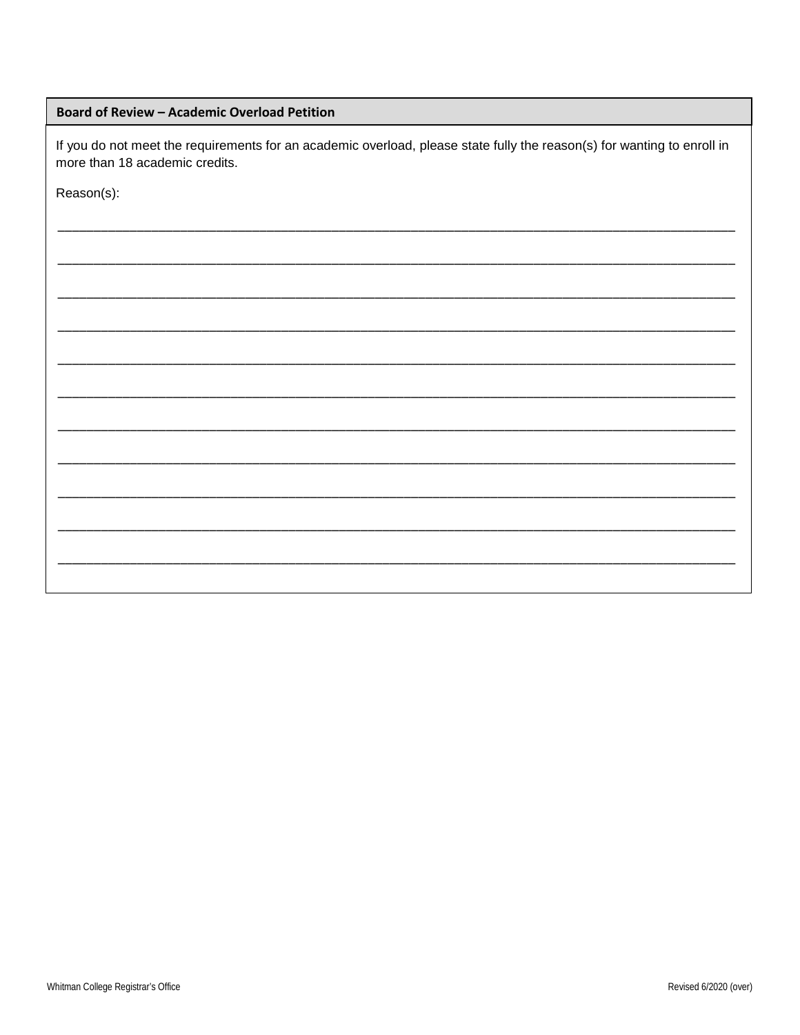## Board of Review – Academic Overload Petition

If you do not meet the requirements for an academic overload, please state fully the reason(s) for wanting to enroll in more than 18 academic credits.

Reason(s):

\_\_\_\_\_\_\_\_\_\_\_\_\_\_\_\_\_\_\_\_\_\_\_\_\_\_\_\_\_\_\_\_\_\_\_\_\_\_\_\_\_\_\_\_\_\_\_\_\_\_\_\_\_\_\_\_\_\_\_\_\_\_\_\_\_\_\_\_\_\_\_\_\_\_\_\_\_\_\_\_\_\_\_\_

\_\_\_\_\_\_\_\_\_\_\_\_\_\_\_\_\_\_\_\_\_\_\_\_\_\_\_\_\_\_\_\_\_\_\_\_\_\_\_\_\_\_\_\_\_\_\_\_\_\_\_\_\_\_\_\_\_\_\_\_\_\_\_\_\_\_\_\_\_\_\_\_\_\_\_\_\_\_\_\_\_\_\_\_

\_\_\_\_\_\_\_\_\_\_\_\_\_\_\_\_\_\_\_\_\_\_\_\_\_\_\_\_\_\_\_\_\_\_\_\_\_\_\_\_\_\_\_\_\_\_\_\_\_\_\_\_\_\_\_\_\_\_\_\_\_\_\_\_\_\_\_\_\_\_\_\_\_\_\_\_\_\_\_\_\_\_\_\_

\_\_\_\_\_\_\_\_\_\_\_\_\_\_\_\_\_\_\_\_\_\_\_\_\_\_\_\_\_\_\_\_\_\_\_\_\_\_\_\_\_\_\_\_\_\_\_\_\_\_\_\_\_\_\_\_\_\_\_\_\_\_\_\_\_\_\_\_\_\_\_\_\_\_\_\_\_\_\_\_\_\_\_\_

\_\_\_\_\_\_\_\_\_\_\_\_\_\_\_\_\_\_\_\_\_\_\_\_\_\_\_\_\_\_\_\_\_\_\_\_\_\_\_\_\_\_\_\_\_\_\_\_\_\_\_\_\_\_\_\_\_\_\_\_\_\_\_\_\_\_\_\_\_\_\_\_\_\_\_\_\_\_\_\_\_\_\_\_

\_\_\_\_\_\_\_\_\_\_\_\_\_\_\_\_\_\_\_\_\_\_\_\_\_\_\_\_\_\_\_\_\_\_\_\_\_\_\_\_\_\_\_\_\_\_\_\_\_\_\_\_\_\_\_\_\_\_\_\_\_\_\_\_\_\_\_\_\_\_\_\_\_\_\_\_\_\_\_\_\_\_\_\_

\_\_\_\_\_\_\_\_\_\_\_\_\_\_\_\_\_\_\_\_\_\_\_\_\_\_\_\_\_\_\_\_\_\_\_\_\_\_\_\_\_\_\_\_\_\_\_\_\_\_\_\_\_\_\_\_\_\_\_\_\_\_\_\_\_\_\_\_\_\_\_\_\_\_\_\_\_\_\_\_\_\_\_\_

\_\_\_\_\_\_\_\_\_\_\_\_\_\_\_\_\_\_\_\_\_\_\_\_\_\_\_\_\_\_\_\_\_\_\_\_\_\_\_\_\_\_\_\_\_\_\_\_\_\_\_\_\_\_\_\_\_\_\_\_\_\_\_\_\_\_\_\_\_\_\_\_\_\_\_\_\_\_\_\_\_\_\_\_

\_\_\_\_\_\_\_\_\_\_\_\_\_\_\_\_\_\_\_\_\_\_\_\_\_\_\_\_\_\_\_\_\_\_\_\_\_\_\_\_\_\_\_\_\_\_\_\_\_\_\_\_\_\_\_\_\_\_\_\_\_\_\_\_\_\_\_\_\_\_\_\_\_\_\_\_\_\_\_\_\_\_\_\_

\_\_\_\_\_\_\_\_\_\_\_\_\_\_\_\_\_\_\_\_\_\_\_\_\_\_\_\_\_\_\_\_\_\_\_\_\_\_\_\_\_\_\_\_\_\_\_\_\_\_\_\_\_\_\_\_\_\_\_\_\_\_\_\_\_\_\_\_\_\_\_\_\_\_\_\_\_\_\_\_\_\_\_\_

\_\_\_\_\_\_\_\_\_\_\_\_\_\_\_\_\_\_\_\_\_\_\_\_\_\_\_\_\_\_\_\_\_\_\_\_\_\_\_\_\_\_\_\_\_\_\_\_\_\_\_\_\_\_\_\_\_\_\_\_\_\_\_\_\_\_\_\_\_\_\_\_\_\_\_\_\_\_\_\_\_\_\_\_

Whitman College Registrar's Office

Revised 6/2020 (over)